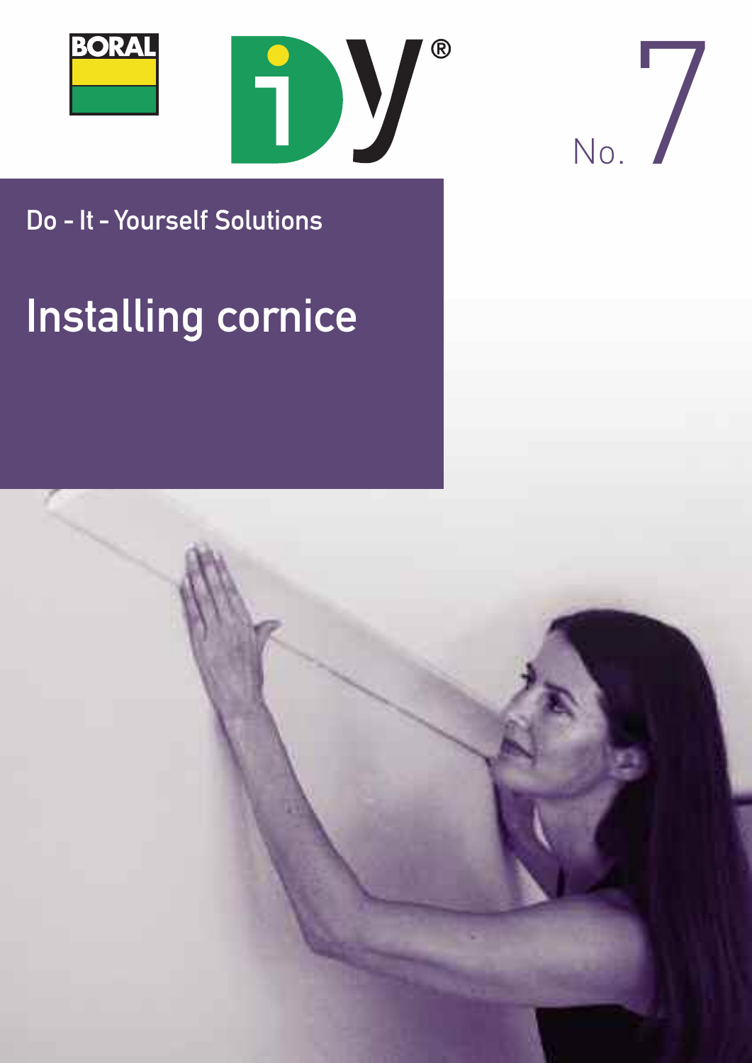BORAL

iDy®

No. 7

Do - It - Yourself Solutions

# Installing cornice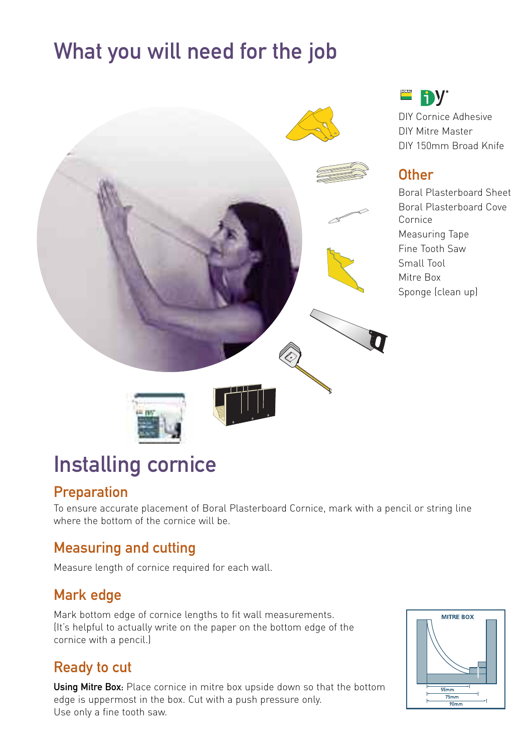# What you will need for the job

DIY Cornice Adhesive
DIY Mitre Master
DIY 150mm Broad Knife

## Other

Boral Plasterboard Sheet
Boral Plasterboard Cove Cornice
Measuring Tape
Fine Tooth Saw
Small Tool
Mitre Box
Sponge (clean up)

# Installing cornice

## Preparation

To ensure accurate placement of Boral Plasterboard Cornice, mark with a pencil or string line where the bottom of the cornice will be.

## Measuring and cutting

Measure length of cornice required for each wall.

## Mark edge

Mark bottom edge of cornice lengths to fit wall measurements. (It's helpful to actually write on the paper on the bottom edge of the cornice with a pencil.)

## Ready to cut

**Using Mitre Box:** Place cornice in mitre box upside down so that the bottom edge is uppermost in the box. Cut with a push pressure only. Use only a fine tooth saw.

MITRE BOX
55mm
75mm
90mm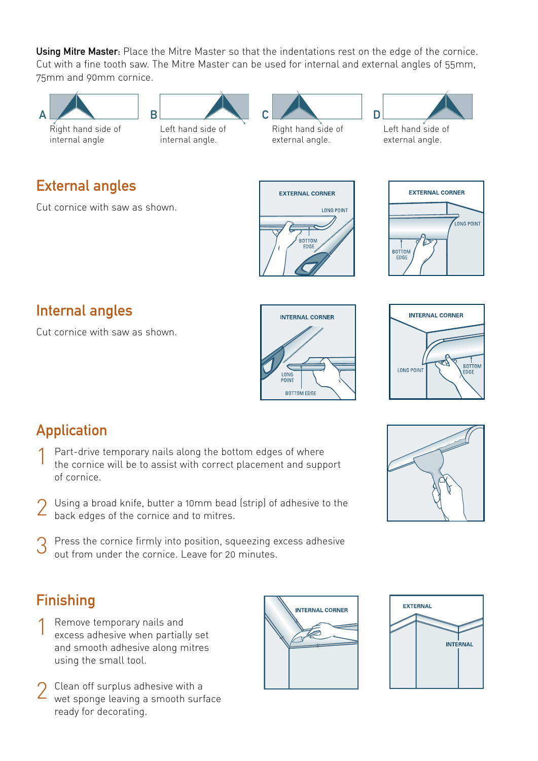**Using Mitre Master:** Place the Mitre Master so that the indentations rest on the edge of the cornice. Cut with a fine tooth saw. The Mitre Master can be used for internal and external angles of 55mm, 75mm and 90mm cornice.

A — Right hand side of internal angle

B — Left hand side of internal angle.

C — Right hand side of external angle.

D — Left hand side of external angle.

## External angles

Cut cornice with saw as shown.

## Internal angles

Cut cornice with saw as shown.

## Application

1. Part-drive temporary nails along the bottom edges of where the cornice will be to assist with correct placement and support of cornice.
2. Using a broad knife, butter a 10mm bead (strip) of adhesive to the back edges of the cornice and to mitres.
3. Press the cornice firmly into position, squeezing excess adhesive out from under the cornice. Leave for 20 minutes.

## Finishing

1. Remove temporary nails and excess adhesive when partially set and smooth adhesive along mitres using the small tool.
2. Clean off surplus adhesive with a wet sponge leaving a smooth surface ready for decorating.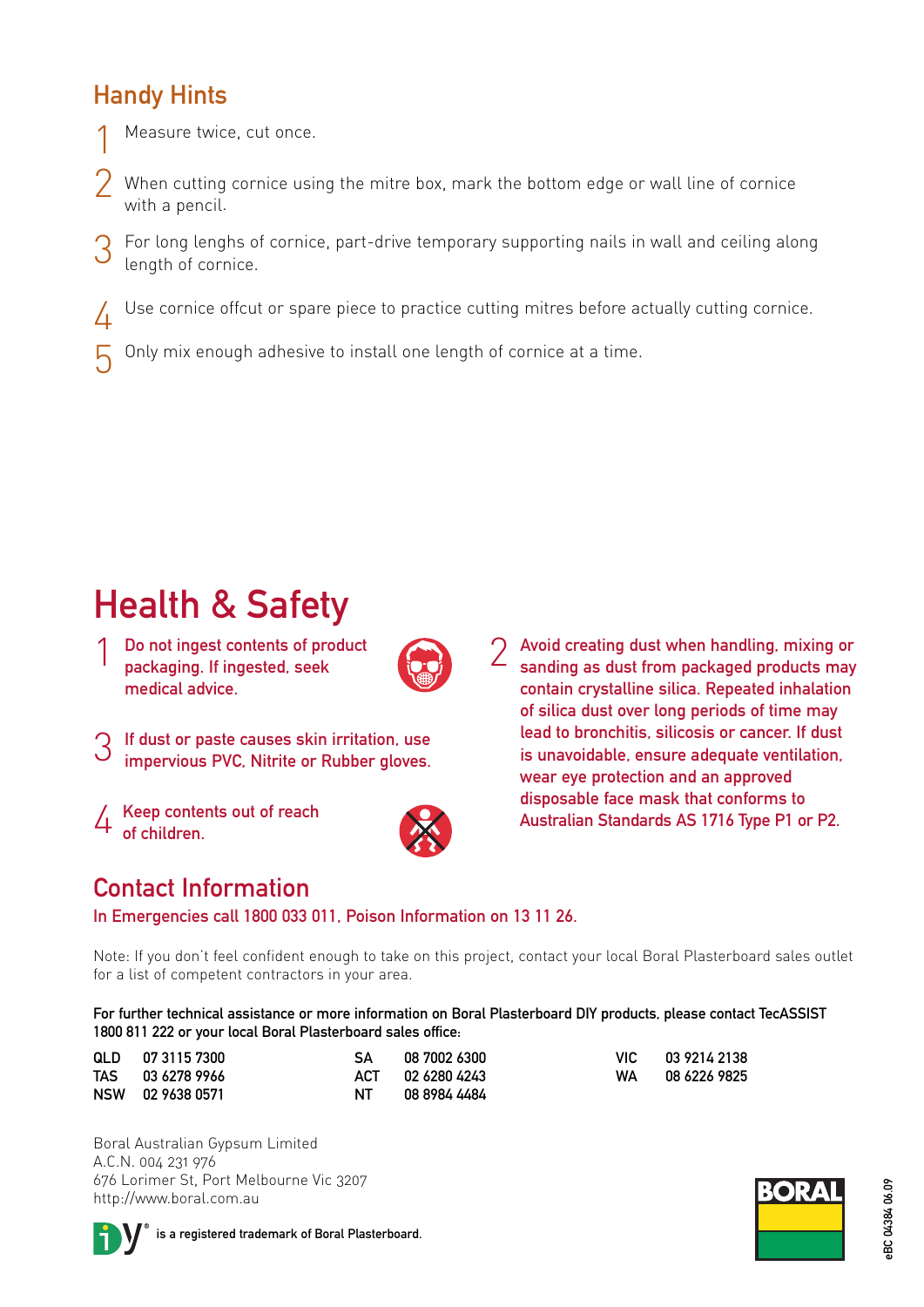## Handy Hints

1. Measure twice, cut once.
2. When cutting cornice using the mitre box, mark the bottom edge or wall line of cornice with a pencil.
3. For long lenghs of cornice, part-drive temporary supporting nails in wall and ceiling along length of cornice.
4. Use cornice offcut or spare piece to practice cutting mitres before actually cutting cornice.
5. Only mix enough adhesive to install one length of cornice at a time.

# Health & Safety

1. Do not ingest contents of product packaging. If ingested, seek medical advice.
2. Avoid creating dust when handling, mixing or sanding as dust from packaged products may contain crystalline silica. Repeated inhalation of silica dust over long periods of time may lead to bronchitis, silicosis or cancer. If dust is unavoidable, ensure adequate ventilation, wear eye protection and an approved disposable face mask that conforms to Australian Standards AS 1716 Type P1 or P2.
3. If dust or paste causes skin irritation, use impervious PVC, Nitrite or Rubber gloves.
4. Keep contents out of reach of children.

## Contact Information

In Emergencies call 1800 033 011, Poison Information on 13 11 26.

Note: If you don't feel confident enough to take on this project, contact your local Boral Plasterboard sales outlet for a list of competent contractors in your area.

**For further technical assistance or more information on Boral Plasterboard DIY products, please contact TecASSIST 1800 811 222 or your local Boral Plasterboard sales office:**

| | | | | | |
|---|---|---|---|---|---|
| QLD | 07 3115 7300 | SA | 08 7002 6300 | VIC | 03 9214 2138 |
| TAS | 03 6278 9966 | ACT | 02 6280 4243 | WA | 08 6226 9825 |
| NSW | 02 9638 0571 | NT | 08 8984 4484 | | |

Boral Australian Gypsum Limited
A.C.N. 004 231 976
676 Lorimer St, Port Melbourne Vic 3207
http://www.boral.com.au

iDy® is a registered trademark of Boral Plasterboard.

BORAL

eBC 04384 06.09